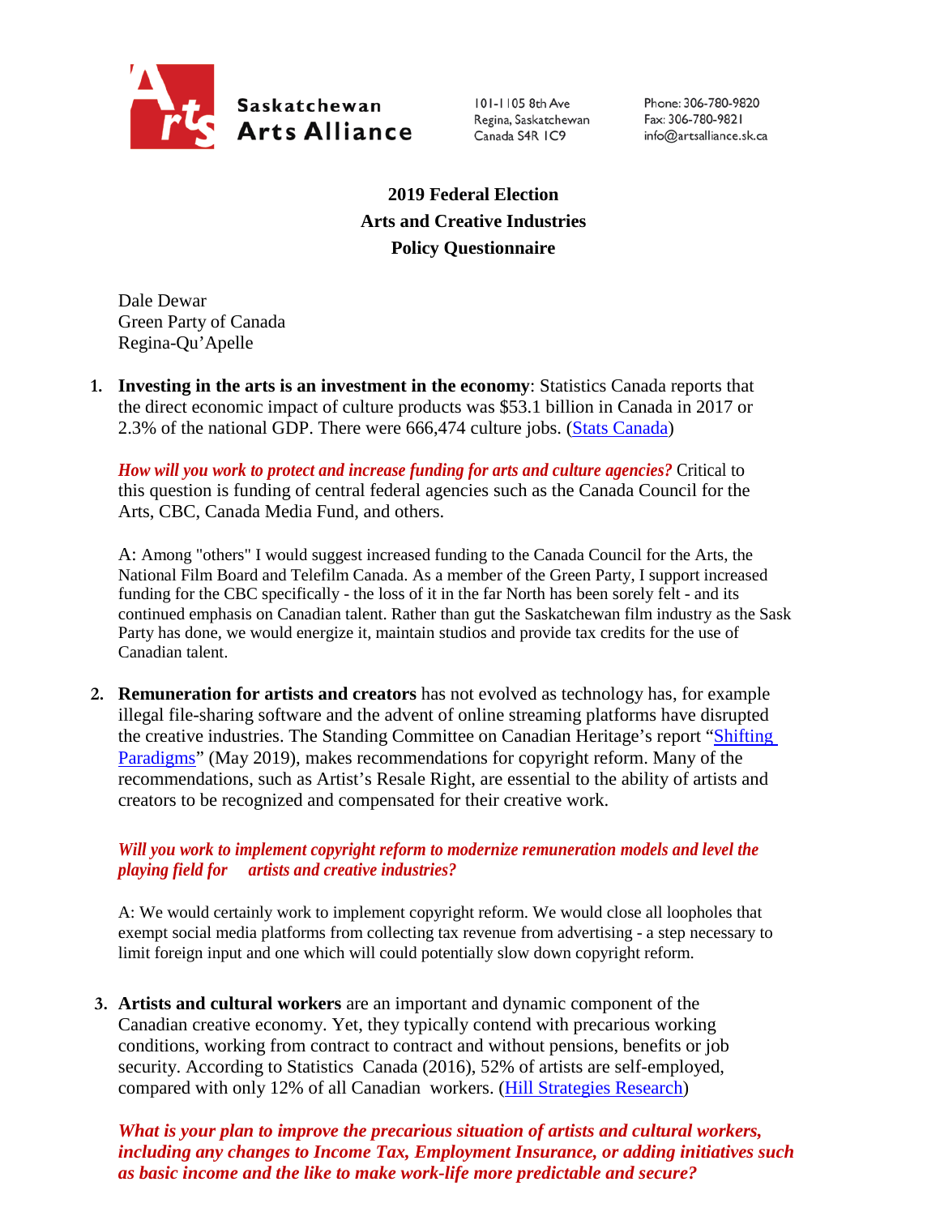Saskatchewan Arts Alliance

101-1105 8th Ave
Regina, Saskatchewan
Canada S4R 1C9

Phone: 306-780-9820
Fax: 306-780-9821
info@artsalliance.sk.ca

# 2019 Federal Election
# Arts and Creative Industries
# Policy Questionnaire

Dale Dewar
Green Party of Canada
Regina-Qu'Apelle

1. **Investing in the arts is an investment in the economy**: Statistics Canada reports that the direct economic impact of culture products was $53.1 billion in Canada in 2017 or 2.3% of the national GDP. There were 666,474 culture jobs. (Stats Canada)

   ***How will you work to protect and increase funding for arts and culture agencies?*** Critical to this question is funding of central federal agencies such as the Canada Council for the Arts, CBC, Canada Media Fund, and others.

   A: Among "others" I would suggest increased funding to the Canada Council for the Arts, the National Film Board and Telefilm Canada. As a member of the Green Party, I support increased funding for the CBC specifically - the loss of it in the far North has been sorely felt - and its continued emphasis on Canadian talent. Rather than gut the Saskatchewan film industry as the Sask Party has done, we would energize it, maintain studios and provide tax credits for the use of Canadian talent.

2. **Remuneration for artists and creators** has not evolved as technology has, for example illegal file-sharing software and the advent of online streaming platforms have disrupted the creative industries. The Standing Committee on Canadian Heritage's report "Shifting Paradigms" (May 2019), makes recommendations for copyright reform. Many of the recommendations, such as Artist's Resale Right, are essential to the ability of artists and creators to be recognized and compensated for their creative work.

   ***Will you work to implement copyright reform to modernize remuneration models and level the playing field for artists and creative industries?***

   A: We would certainly work to implement copyright reform. We would close all loopholes that exempt social media platforms from collecting tax revenue from advertising - a step necessary to limit foreign input and one which will could potentially slow down copyright reform.

3. **Artists and cultural workers** are an important and dynamic component of the Canadian creative economy. Yet, they typically contend with precarious working conditions, working from contract to contract and without pensions, benefits or job security. According to Statistics Canada (2016), 52% of artists are self-employed, compared with only 12% of all Canadian workers. (Hill Strategies Research)

   ***What is your plan to improve the precarious situation of artists and cultural workers, including any changes to Income Tax, Employment Insurance, or adding initiatives such as basic income and the like to make work-life more predictable and secure?***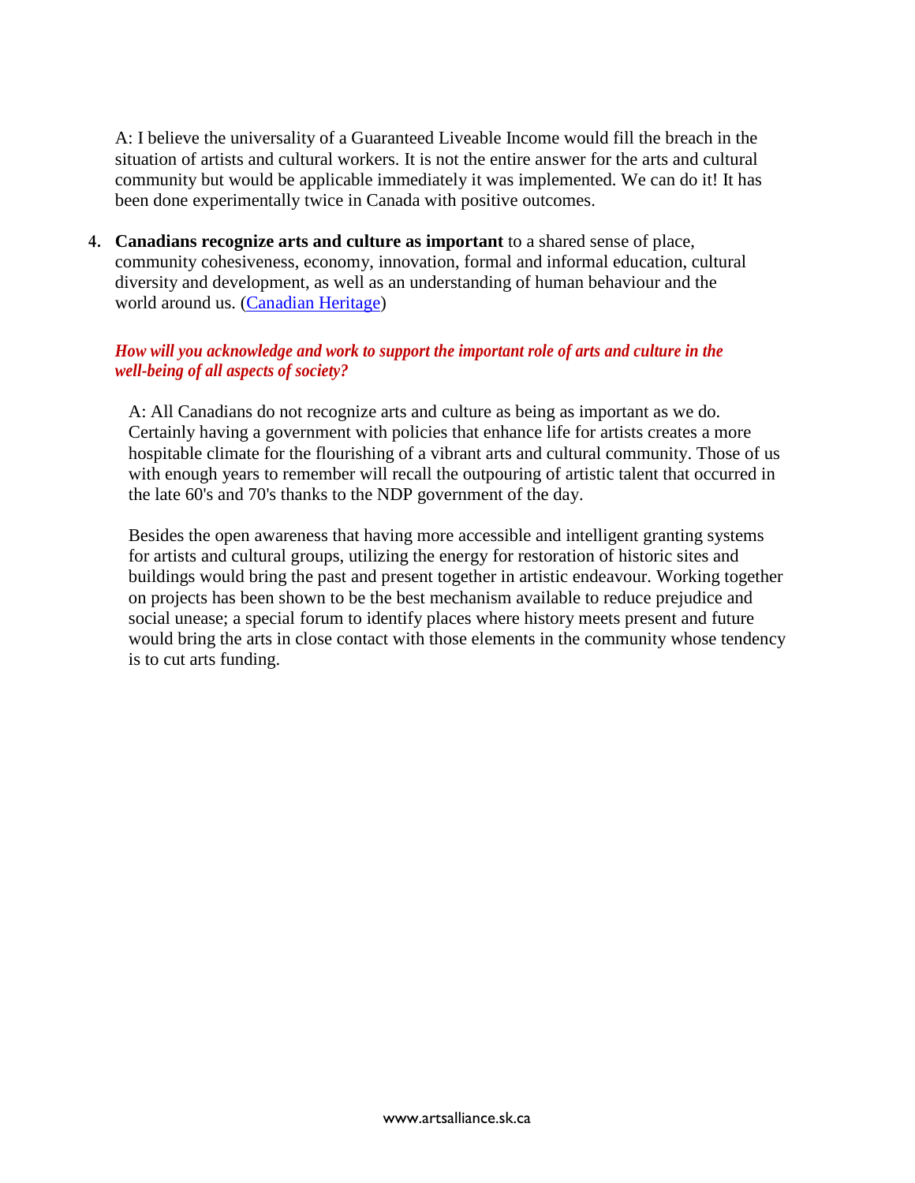A: I believe the universality of a Guaranteed Liveable Income would fill the breach in the situation of artists and cultural workers. It is not the entire answer for the arts and cultural community but would be applicable immediately it was implemented. We can do it! It has been done experimentally twice in Canada with positive outcomes.

4. **Canadians recognize arts and culture as important** to a shared sense of place, community cohesiveness, economy, innovation, formal and informal education, cultural diversity and development, as well as an understanding of human behaviour and the world around us. ([Canadian Heritage](#))

***How will you acknowledge and work to support the important role of arts and culture in the well-being of all aspects of society?***

A: All Canadians do not recognize arts and culture as being as important as we do. Certainly having a government with policies that enhance life for artists creates a more hospitable climate for the flourishing of a vibrant arts and cultural community. Those of us with enough years to remember will recall the outpouring of artistic talent that occurred in the late 60's and 70's thanks to the NDP government of the day.

Besides the open awareness that having more accessible and intelligent granting systems for artists and cultural groups, utilizing the energy for restoration of historic sites and buildings would bring the past and present together in artistic endeavour. Working together on projects has been shown to be the best mechanism available to reduce prejudice and social unease; a special forum to identify places where history meets present and future would bring the arts in close contact with those elements in the community whose tendency is to cut arts funding.